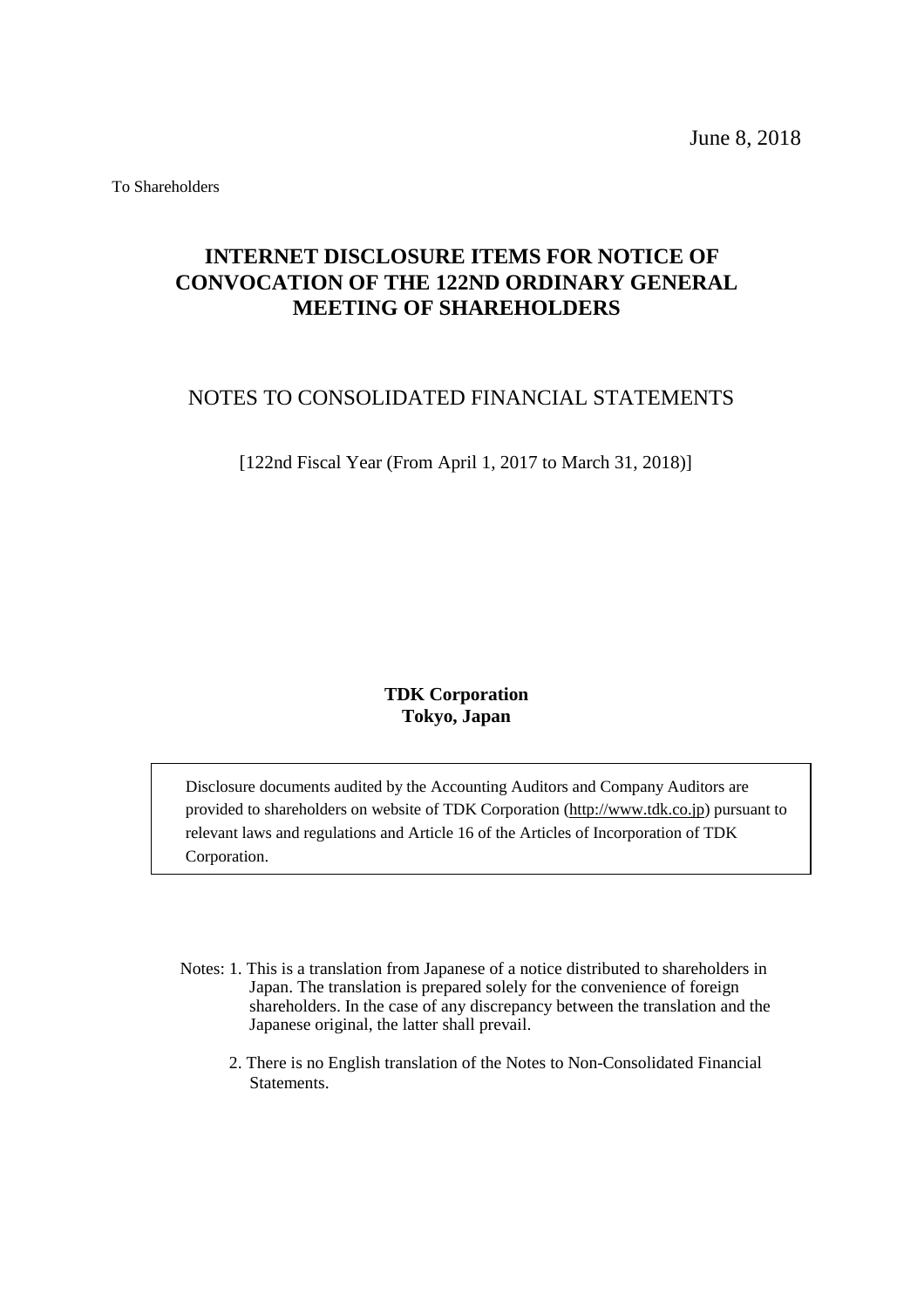June 8, 2018

To Shareholders

# INTERNET DISCLOSURE ITEMS FOR NOTICE OF CONVOCATION OF THE 122ND ORDINARY GENERAL MEETING OF SHAREHOLDERS

## NOTES TO CONSOLIDATED FINANCIAL STATEMENTS

[122nd Fiscal Year (From April 1, 2017 to March 31, 2018)]

**TDK Corporation**
**Tokyo, Japan**

Disclosure documents audited by the Accounting Auditors and Company Auditors are provided to shareholders on website of TDK Corporation (http://www.tdk.co.jp) pursuant to relevant laws and regulations and Article 16 of the Articles of Incorporation of TDK Corporation.

Notes: 1. This is a translation from Japanese of a notice distributed to shareholders in Japan. The translation is prepared solely for the convenience of foreign shareholders. In the case of any discrepancy between the translation and the Japanese original, the latter shall prevail.

2. There is no English translation of the Notes to Non-Consolidated Financial Statements.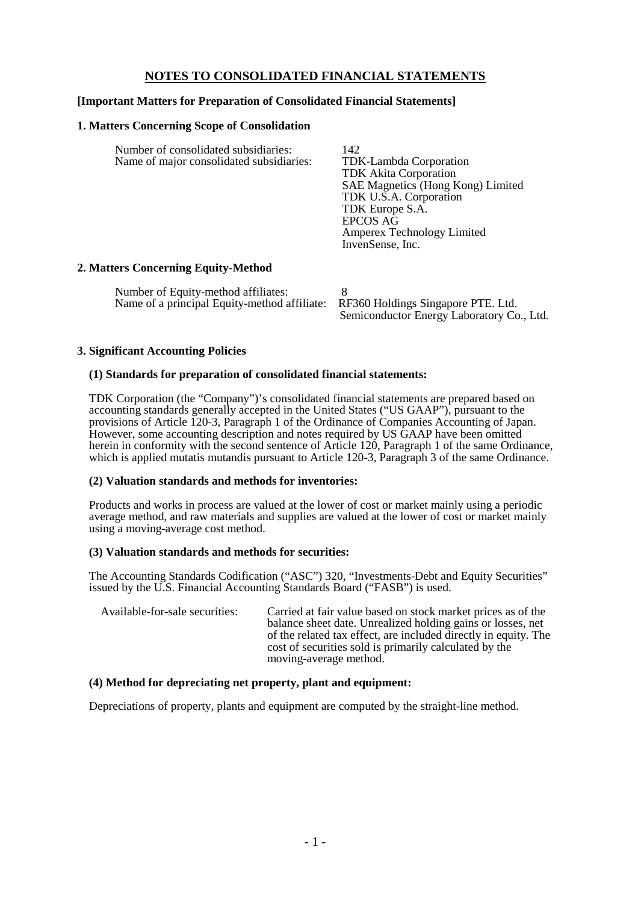# NOTES TO CONSOLIDATED FINANCIAL STATEMENTS

**[Important Matters for Preparation of Consolidated Financial Statements]**

## 1. Matters Concerning Scope of Consolidation

| | |
|---|---|
| Number of consolidated subsidiaries: | 142 |
| Name of major consolidated subsidiaries: | TDK-Lambda Corporation<br>TDK Akita Corporation<br>SAE Magnetics (Hong Kong) Limited<br>TDK U.S.A. Corporation<br>TDK Europe S.A.<br>EPCOS AG<br>Amperex Technology Limited<br>InvenSense, Inc. |

## 2. Matters Concerning Equity-Method

| | |
|---|---|
| Number of Equity-method affiliates: | 8 |
| Name of a principal Equity-method affiliate: | RF360 Holdings Singapore PTE. Ltd.<br>Semiconductor Energy Laboratory Co., Ltd. |

## 3. Significant Accounting Policies

### (1) Standards for preparation of consolidated financial statements:

TDK Corporation (the "Company")'s consolidated financial statements are prepared based on accounting standards generally accepted in the United States ("US GAAP"), pursuant to the provisions of Article 120-3, Paragraph 1 of the Ordinance of Companies Accounting of Japan. However, some accounting description and notes required by US GAAP have been omitted herein in conformity with the second sentence of Article 120, Paragraph 1 of the same Ordinance, which is applied mutatis mutandis pursuant to Article 120-3, Paragraph 3 of the same Ordinance.

### (2) Valuation standards and methods for inventories:

Products and works in process are valued at the lower of cost or market mainly using a periodic average method, and raw materials and supplies are valued at the lower of cost or market mainly using a moving-average cost method.

### (3) Valuation standards and methods for securities:

The Accounting Standards Codification ("ASC") 320, "Investments-Debt and Equity Securities" issued by the U.S. Financial Accounting Standards Board ("FASB") is used.

| | |
|---|---|
| Available-for-sale securities: | Carried at fair value based on stock market prices as of the balance sheet date. Unrealized holding gains or losses, net of the related tax effect, are included directly in equity. The cost of securities sold is primarily calculated by the moving-average method. |

### (4) Method for depreciating net property, plant and equipment:

Depreciations of property, plants and equipment are computed by the straight-line method.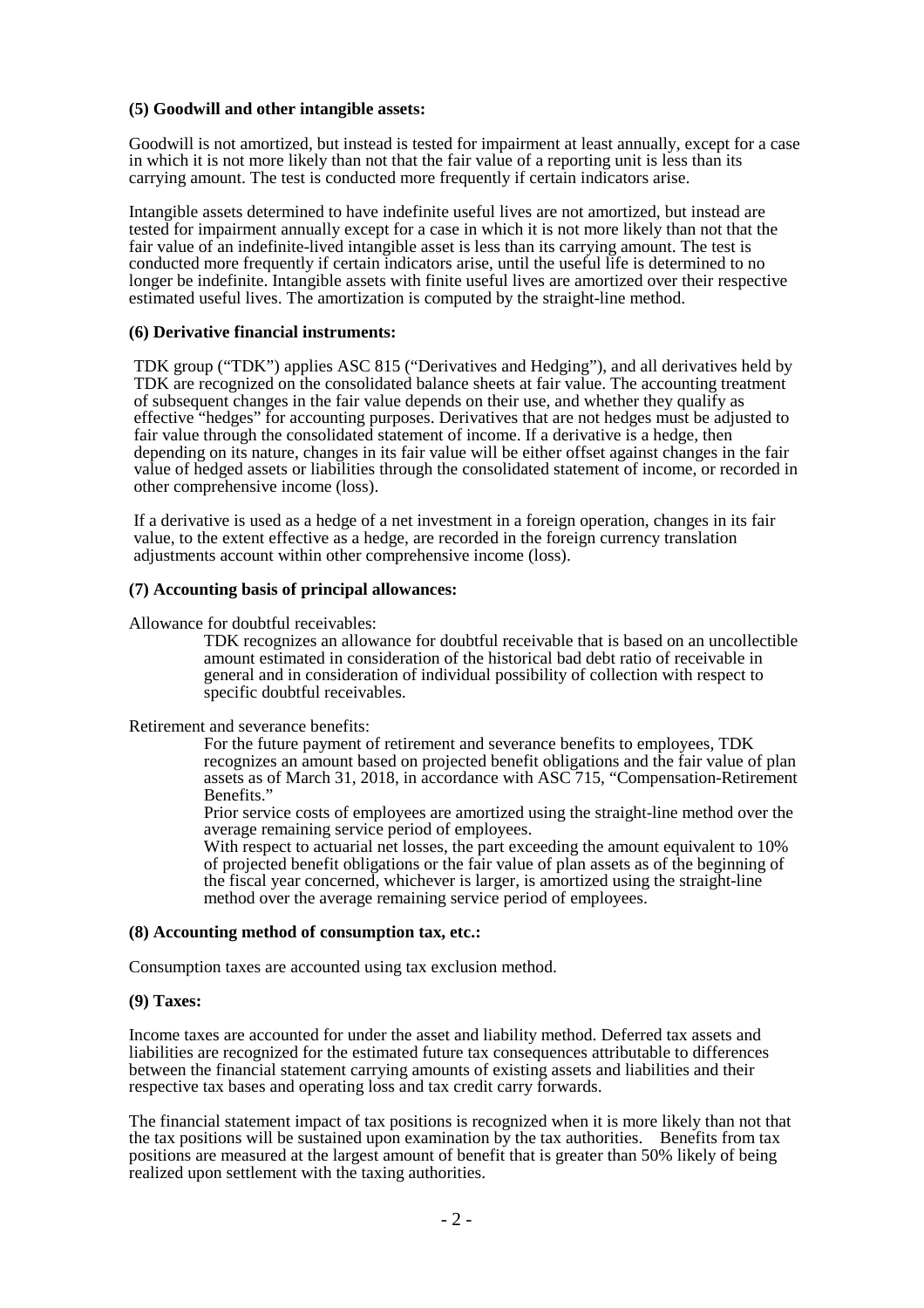**(5) Goodwill and other intangible assets:**

Goodwill is not amortized, but instead is tested for impairment at least annually, except for a case in which it is not more likely than not that the fair value of a reporting unit is less than its carrying amount. The test is conducted more frequently if certain indicators arise.

Intangible assets determined to have indefinite useful lives are not amortized, but instead are tested for impairment annually except for a case in which it is not more likely than not that the fair value of an indefinite-lived intangible asset is less than its carrying amount. The test is conducted more frequently if certain indicators arise, until the useful life is determined to no longer be indefinite. Intangible assets with finite useful lives are amortized over their respective estimated useful lives. The amortization is computed by the straight-line method.

**(6) Derivative financial instruments:**

TDK group ("TDK") applies ASC 815 ("Derivatives and Hedging"), and all derivatives held by TDK are recognized on the consolidated balance sheets at fair value. The accounting treatment of subsequent changes in the fair value depends on their use, and whether they qualify as effective "hedges" for accounting purposes. Derivatives that are not hedges must be adjusted to fair value through the consolidated statement of income. If a derivative is a hedge, then depending on its nature, changes in its fair value will be either offset against changes in the fair value of hedged assets or liabilities through the consolidated statement of income, or recorded in other comprehensive income (loss).

If a derivative is used as a hedge of a net investment in a foreign operation, changes in its fair value, to the extent effective as a hedge, are recorded in the foreign currency translation adjustments account within other comprehensive income (loss).

**(7) Accounting basis of principal allowances:**

Allowance for doubtful receivables:

TDK recognizes an allowance for doubtful receivable that is based on an uncollectible amount estimated in consideration of the historical bad debt ratio of receivable in general and in consideration of individual possibility of collection with respect to specific doubtful receivables.

Retirement and severance benefits:

For the future payment of retirement and severance benefits to employees, TDK recognizes an amount based on projected benefit obligations and the fair value of plan assets as of March 31, 2018, in accordance with ASC 715, "Compensation-Retirement Benefits."

Prior service costs of employees are amortized using the straight-line method over the average remaining service period of employees.

With respect to actuarial net losses, the part exceeding the amount equivalent to 10% of projected benefit obligations or the fair value of plan assets as of the beginning of the fiscal year concerned, whichever is larger, is amortized using the straight-line method over the average remaining service period of employees.

**(8) Accounting method of consumption tax, etc.:**

Consumption taxes are accounted using tax exclusion method.

**(9) Taxes:**

Income taxes are accounted for under the asset and liability method. Deferred tax assets and liabilities are recognized for the estimated future tax consequences attributable to differences between the financial statement carrying amounts of existing assets and liabilities and their respective tax bases and operating loss and tax credit carry forwards.

The financial statement impact of tax positions is recognized when it is more likely than not that the tax positions will be sustained upon examination by the tax authorities. Benefits from tax positions are measured at the largest amount of benefit that is greater than 50% likely of being realized upon settlement with the taxing authorities.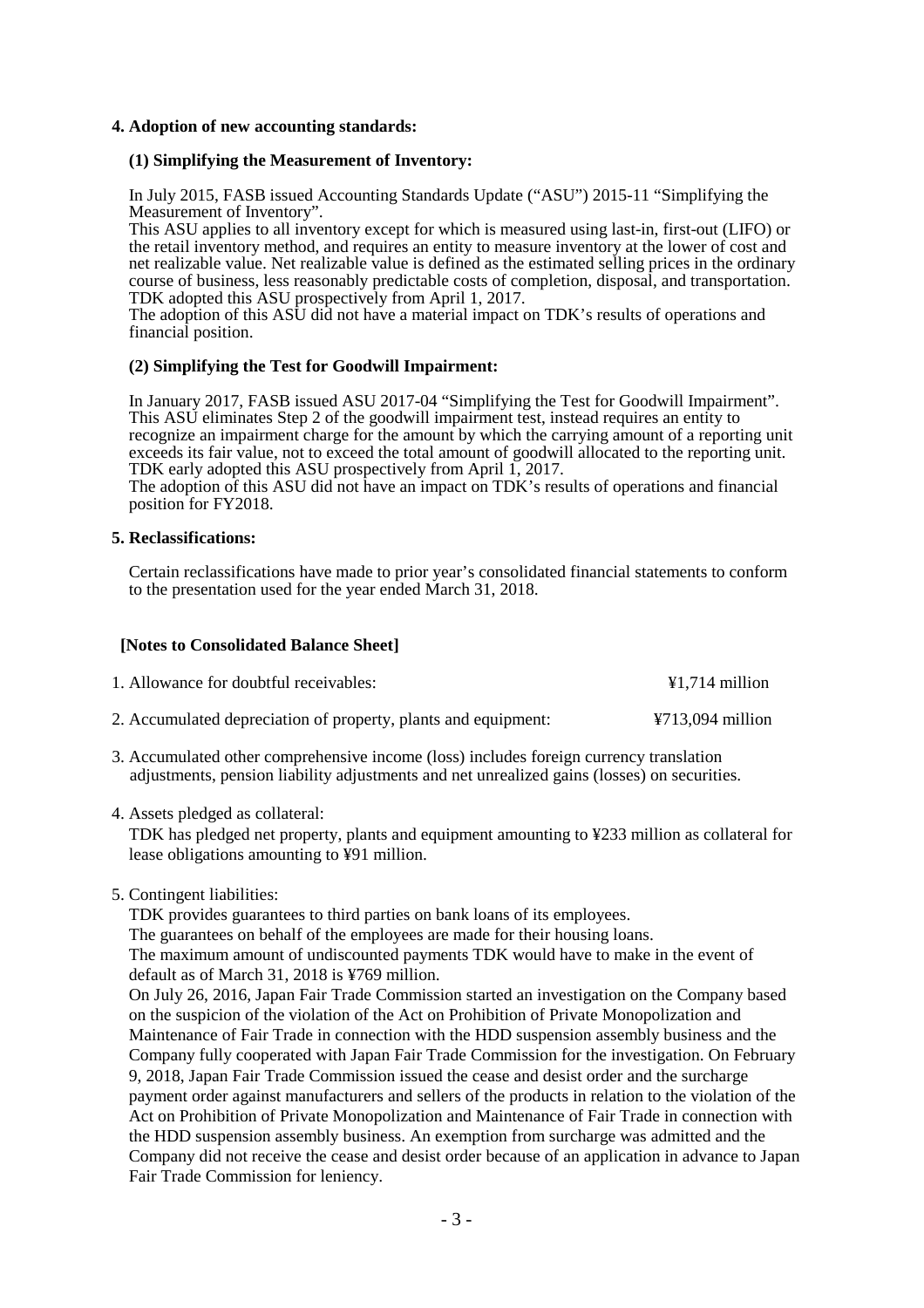**4. Adoption of new accounting standards:**

**(1) Simplifying the Measurement of Inventory:**

In July 2015, FASB issued Accounting Standards Update ("ASU") 2015-11 "Simplifying the Measurement of Inventory".
This ASU applies to all inventory except for which is measured using last-in, first-out (LIFO) or the retail inventory method, and requires an entity to measure inventory at the lower of cost and net realizable value. Net realizable value is defined as the estimated selling prices in the ordinary course of business, less reasonably predictable costs of completion, disposal, and transportation. TDK adopted this ASU prospectively from April 1, 2017.
The adoption of this ASU did not have a material impact on TDK's results of operations and financial position.

**(2) Simplifying the Test for Goodwill Impairment:**

In January 2017, FASB issued ASU 2017-04 "Simplifying the Test for Goodwill Impairment". This ASU eliminates Step 2 of the goodwill impairment test, instead requires an entity to recognize an impairment charge for the amount by which the carrying amount of a reporting unit exceeds its fair value, not to exceed the total amount of goodwill allocated to the reporting unit. TDK early adopted this ASU prospectively from April 1, 2017.
The adoption of this ASU did not have an impact on TDK's results of operations and financial position for FY2018.

**5. Reclassifications:**

Certain reclassifications have made to prior year's consolidated financial statements to conform to the presentation used for the year ended March 31, 2018.

**[Notes to Consolidated Balance Sheet]**

1. Allowance for doubtful receivables: ¥1,714 million

2. Accumulated depreciation of property, plants and equipment: ¥713,094 million

3. Accumulated other comprehensive income (loss) includes foreign currency translation adjustments, pension liability adjustments and net unrealized gains (losses) on securities.

4. Assets pledged as collateral:
TDK has pledged net property, plants and equipment amounting to ¥233 million as collateral for lease obligations amounting to ¥91 million.

5. Contingent liabilities:
TDK provides guarantees to third parties on bank loans of its employees.
The guarantees on behalf of the employees are made for their housing loans.
The maximum amount of undiscounted payments TDK would have to make in the event of default as of March 31, 2018 is ¥769 million.
On July 26, 2016, Japan Fair Trade Commission started an investigation on the Company based on the suspicion of the violation of the Act on Prohibition of Private Monopolization and Maintenance of Fair Trade in connection with the HDD suspension assembly business and the Company fully cooperated with Japan Fair Trade Commission for the investigation. On February 9, 2018, Japan Fair Trade Commission issued the cease and desist order and the surcharge payment order against manufacturers and sellers of the products in relation to the violation of the Act on Prohibition of Private Monopolization and Maintenance of Fair Trade in connection with the HDD suspension assembly business. An exemption from surcharge was admitted and the Company did not receive the cease and desist order because of an application in advance to Japan Fair Trade Commission for leniency.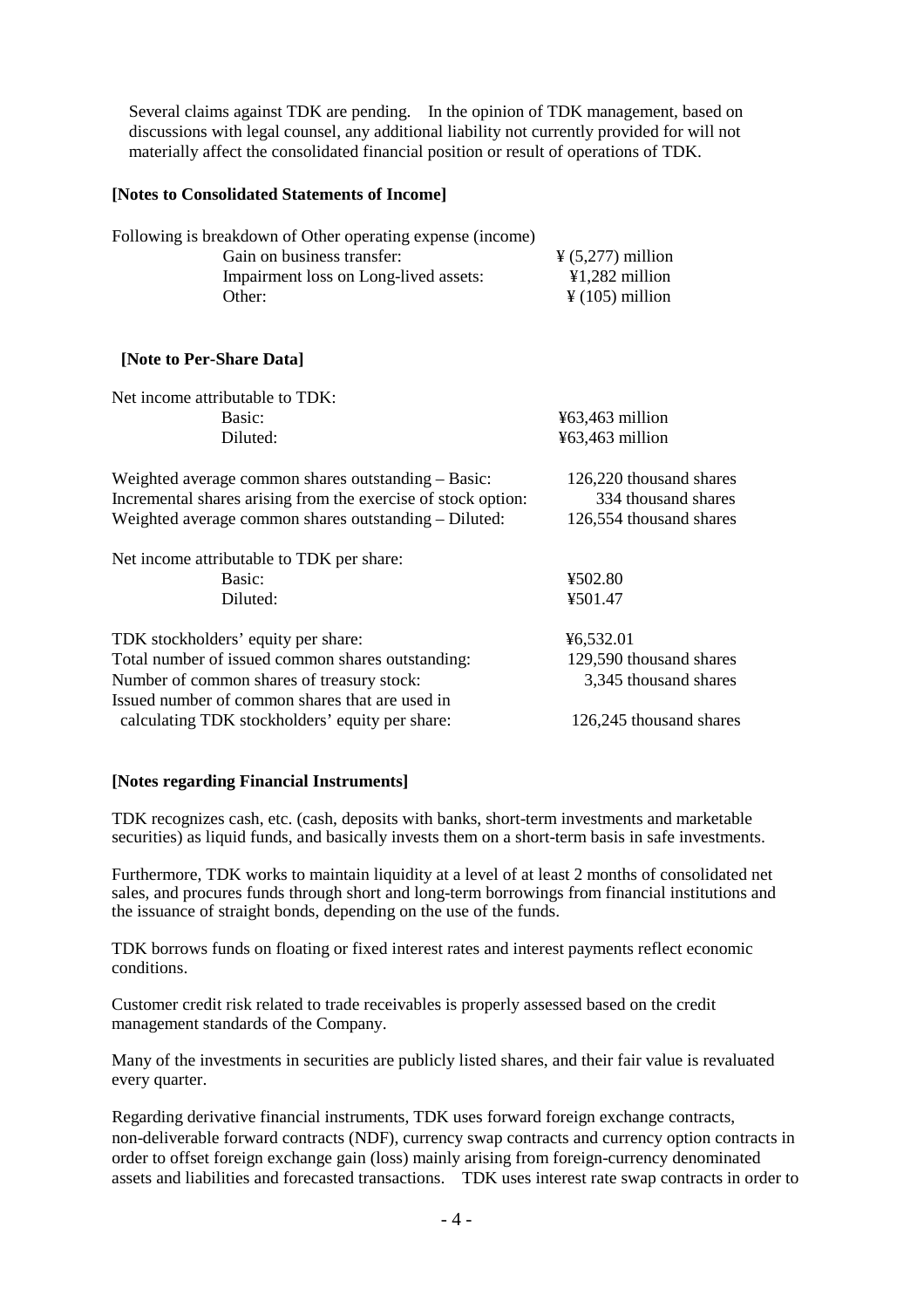Several claims against TDK are pending. In the opinion of TDK management, based on discussions with legal counsel, any additional liability not currently provided for will not materially affect the consolidated financial position or result of operations of TDK.

**[Notes to Consolidated Statements of Income]**

Following is breakdown of Other operating expense (income)

| | |
|---|---|
| Gain on business transfer: | ¥ (5,277) million |
| Impairment loss on Long-lived assets: | ¥1,282 million |
| Other: | ¥ (105) million |

**[Note to Per-Share Data]**

| | |
|---|---|
| Net income attributable to TDK: | |
| Basic: | ¥63,463 million |
| Diluted: | ¥63,463 million |
| Weighted average common shares outstanding – Basic: | 126,220 thousand shares |
| Incremental shares arising from the exercise of stock option: | 334 thousand shares |
| Weighted average common shares outstanding – Diluted: | 126,554 thousand shares |
| Net income attributable to TDK per share: | |
| Basic: | ¥502.80 |
| Diluted: | ¥501.47 |
| TDK stockholders' equity per share: | ¥6,532.01 |
| Total number of issued common shares outstanding: | 129,590 thousand shares |
| Number of common shares of treasury stock: | 3,345 thousand shares |
| Issued number of common shares that are used in calculating TDK stockholders' equity per share: | 126,245 thousand shares |

**[Notes regarding Financial Instruments]**

TDK recognizes cash, etc. (cash, deposits with banks, short-term investments and marketable securities) as liquid funds, and basically invests them on a short-term basis in safe investments.

Furthermore, TDK works to maintain liquidity at a level of at least 2 months of consolidated net sales, and procures funds through short and long-term borrowings from financial institutions and the issuance of straight bonds, depending on the use of the funds.

TDK borrows funds on floating or fixed interest rates and interest payments reflect economic conditions.

Customer credit risk related to trade receivables is properly assessed based on the credit management standards of the Company.

Many of the investments in securities are publicly listed shares, and their fair value is revaluated every quarter.

Regarding derivative financial instruments, TDK uses forward foreign exchange contracts, non-deliverable forward contracts (NDF), currency swap contracts and currency option contracts in order to offset foreign exchange gain (loss) mainly arising from foreign-currency denominated assets and liabilities and forecasted transactions. TDK uses interest rate swap contracts in order to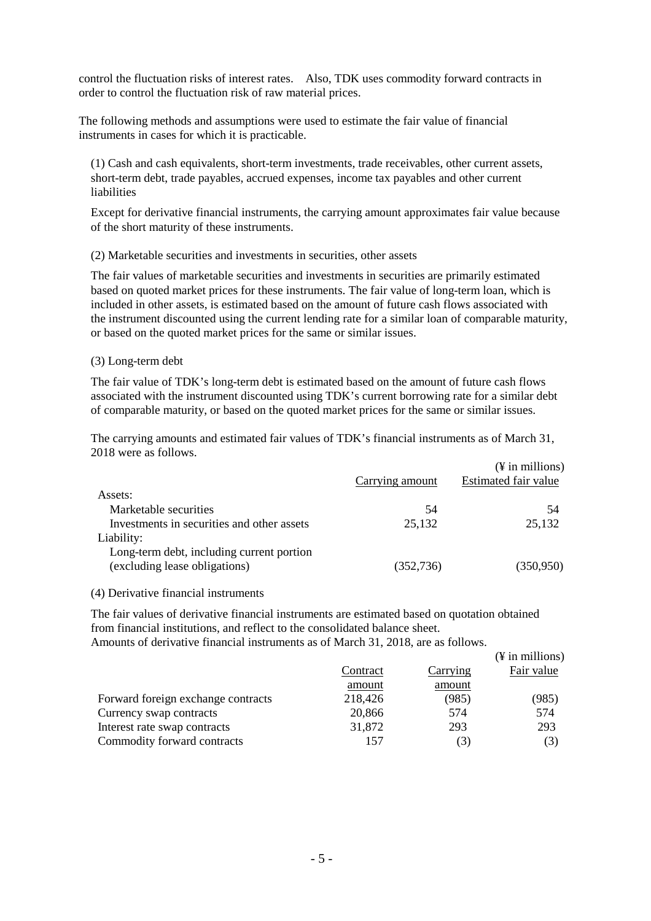control the fluctuation risks of interest rates. Also, TDK uses commodity forward contracts in order to control the fluctuation risk of raw material prices.

The following methods and assumptions were used to estimate the fair value of financial instruments in cases for which it is practicable.

(1) Cash and cash equivalents, short-term investments, trade receivables, other current assets, short-term debt, trade payables, accrued expenses, income tax payables and other current liabilities

Except for derivative financial instruments, the carrying amount approximates fair value because of the short maturity of these instruments.

(2) Marketable securities and investments in securities, other assets

The fair values of marketable securities and investments in securities are primarily estimated based on quoted market prices for these instruments. The fair value of long-term loan, which is included in other assets, is estimated based on the amount of future cash flows associated with the instrument discounted using the current lending rate for a similar loan of comparable maturity, or based on the quoted market prices for the same or similar issues.

(3) Long-term debt

The fair value of TDK's long-term debt is estimated based on the amount of future cash flows associated with the instrument discounted using TDK's current borrowing rate for a similar debt of comparable maturity, or based on the quoted market prices for the same or similar issues.

The carrying amounts and estimated fair values of TDK's financial instruments as of March 31, 2018 were as follows.

(¥ in millions)

| | Carrying amount | Estimated fair value |
|---|---|---|
| Assets: | | |
| Marketable securities | 54 | 54 |
| Investments in securities and other assets | 25,132 | 25,132 |
| Liability: | | |
| Long-term debt, including current portion (excluding lease obligations) | (352,736) | (350,950) |

(4) Derivative financial instruments

The fair values of derivative financial instruments are estimated based on quotation obtained from financial institutions, and reflect to the consolidated balance sheet.
Amounts of derivative financial instruments as of March 31, 2018, are as follows.

(¥ in millions)

| | Contract amount | Carrying amount | Fair value |
|---|---|---|---|
| Forward foreign exchange contracts | 218,426 | (985) | (985) |
| Currency swap contracts | 20,866 | 574 | 574 |
| Interest rate swap contracts | 31,872 | 293 | 293 |
| Commodity forward contracts | 157 | (3) | (3) |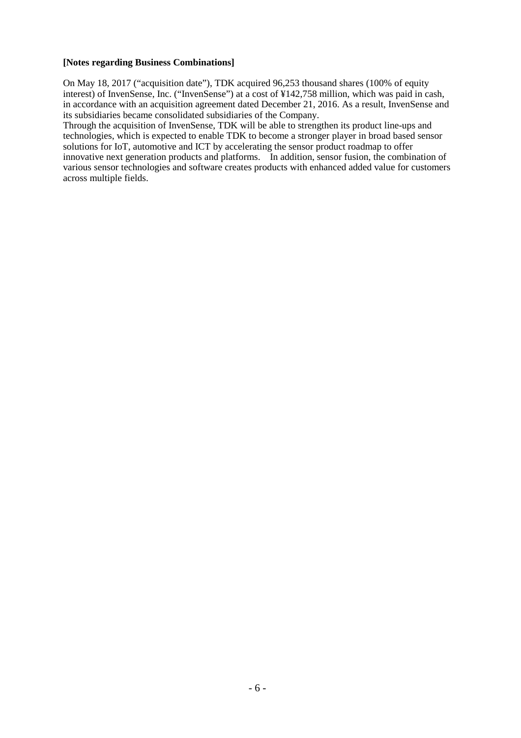**[Notes regarding Business Combinations]**

On May 18, 2017 ("acquisition date"), TDK acquired 96,253 thousand shares (100% of equity interest) of InvenSense, Inc. ("InvenSense") at a cost of ¥142,758 million, which was paid in cash, in accordance with an acquisition agreement dated December 21, 2016. As a result, InvenSense and its subsidiaries became consolidated subsidiaries of the Company.

Through the acquisition of InvenSense, TDK will be able to strengthen its product line-ups and technologies, which is expected to enable TDK to become a stronger player in broad based sensor solutions for IoT, automotive and ICT by accelerating the sensor product roadmap to offer innovative next generation products and platforms. In addition, sensor fusion, the combination of various sensor technologies and software creates products with enhanced added value for customers across multiple fields.